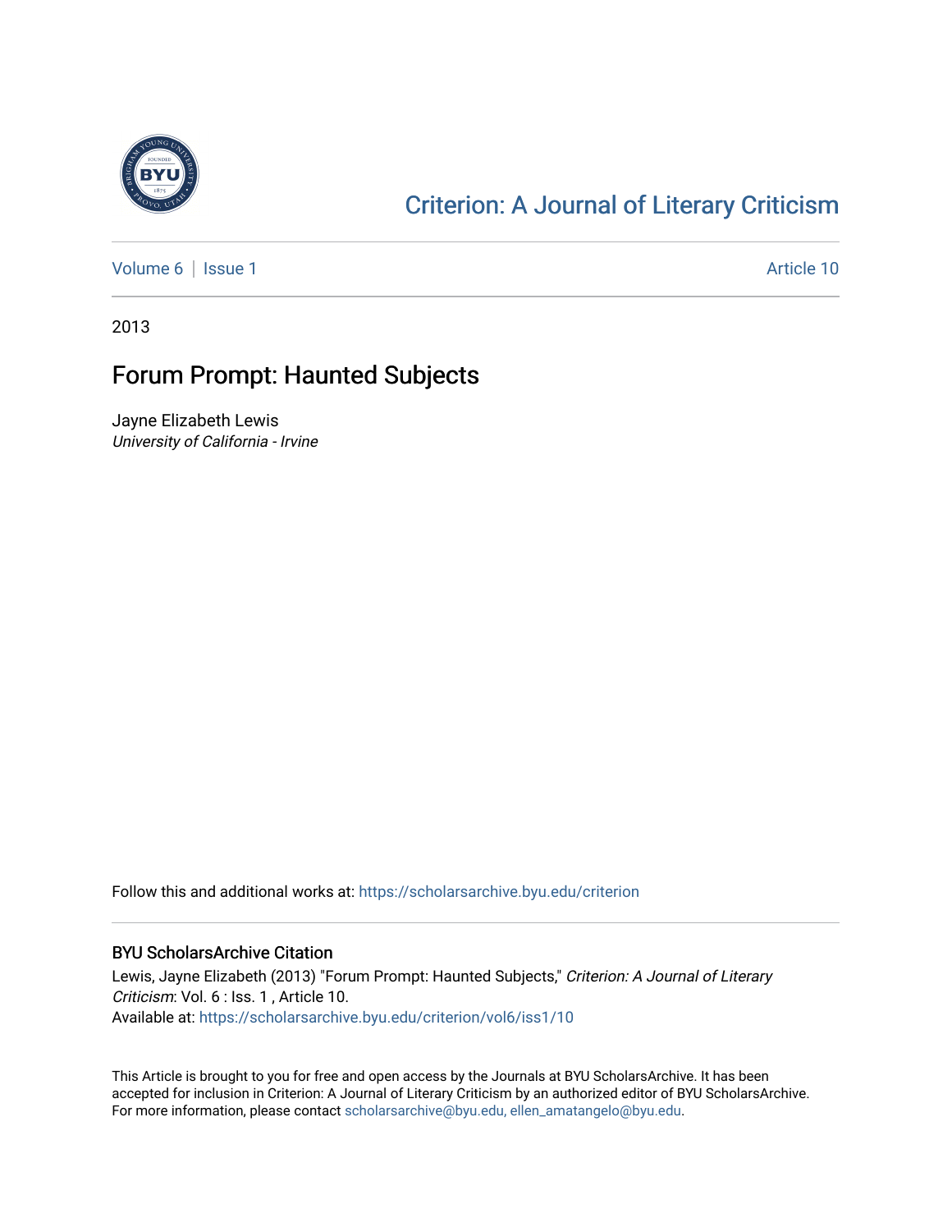# Criterion: A Journal of Literary Criticism

Volume 6 | Issue 1 Article 10

2013

## Forum Prompt: Haunted Subjects

Jayne Elizabeth Lewis
*University of California - Irvine*

Follow this and additional works at: https://scholarsarchive.byu.edu/criterion

### BYU ScholarsArchive Citation

Lewis, Jayne Elizabeth (2013) "Forum Prompt: Haunted Subjects," *Criterion: A Journal of Literary Criticism*: Vol. 6 : Iss. 1 , Article 10.
Available at: https://scholarsarchive.byu.edu/criterion/vol6/iss1/10

This Article is brought to you for free and open access by the Journals at BYU ScholarsArchive. It has been accepted for inclusion in Criterion: A Journal of Literary Criticism by an authorized editor of BYU ScholarsArchive. For more information, please contact scholarsarchive@byu.edu, ellen_amatangelo@byu.edu.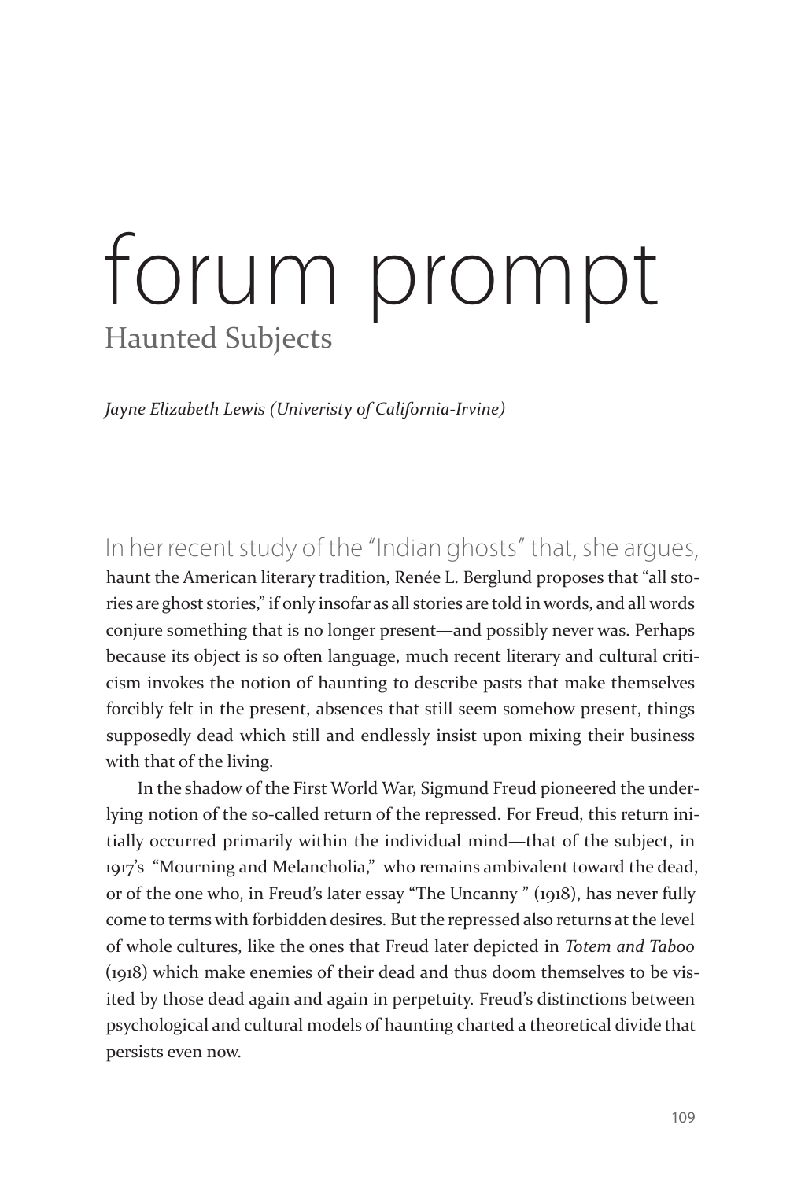# forum prompt

## Haunted Subjects

*Jayne Elizabeth Lewis (Univeristy of California-Irvine)*

In her recent study of the "Indian ghosts" that, she argues, haunt the American literary tradition, Renée L. Berglund proposes that "all stories are ghost stories," if only insofar as all stories are told in words, and all words conjure something that is no longer present—and possibly never was. Perhaps because its object is so often language, much recent literary and cultural criticism invokes the notion of haunting to describe pasts that make themselves forcibly felt in the present, absences that still seem somehow present, things supposedly dead which still and endlessly insist upon mixing their business with that of the living.

In the shadow of the First World War, Sigmund Freud pioneered the underlying notion of the so-called return of the repressed. For Freud, this return initially occurred primarily within the individual mind—that of the subject, in 1917's "Mourning and Melancholia," who remains ambivalent toward the dead, or of the one who, in Freud's later essay "The Uncanny " (1918), has never fully come to terms with forbidden desires. But the repressed also returns at the level of whole cultures, like the ones that Freud later depicted in *Totem and Taboo* (1918) which make enemies of their dead and thus doom themselves to be visited by those dead again and again in perpetuity. Freud's distinctions between psychological and cultural models of haunting charted a theoretical divide that persists even now.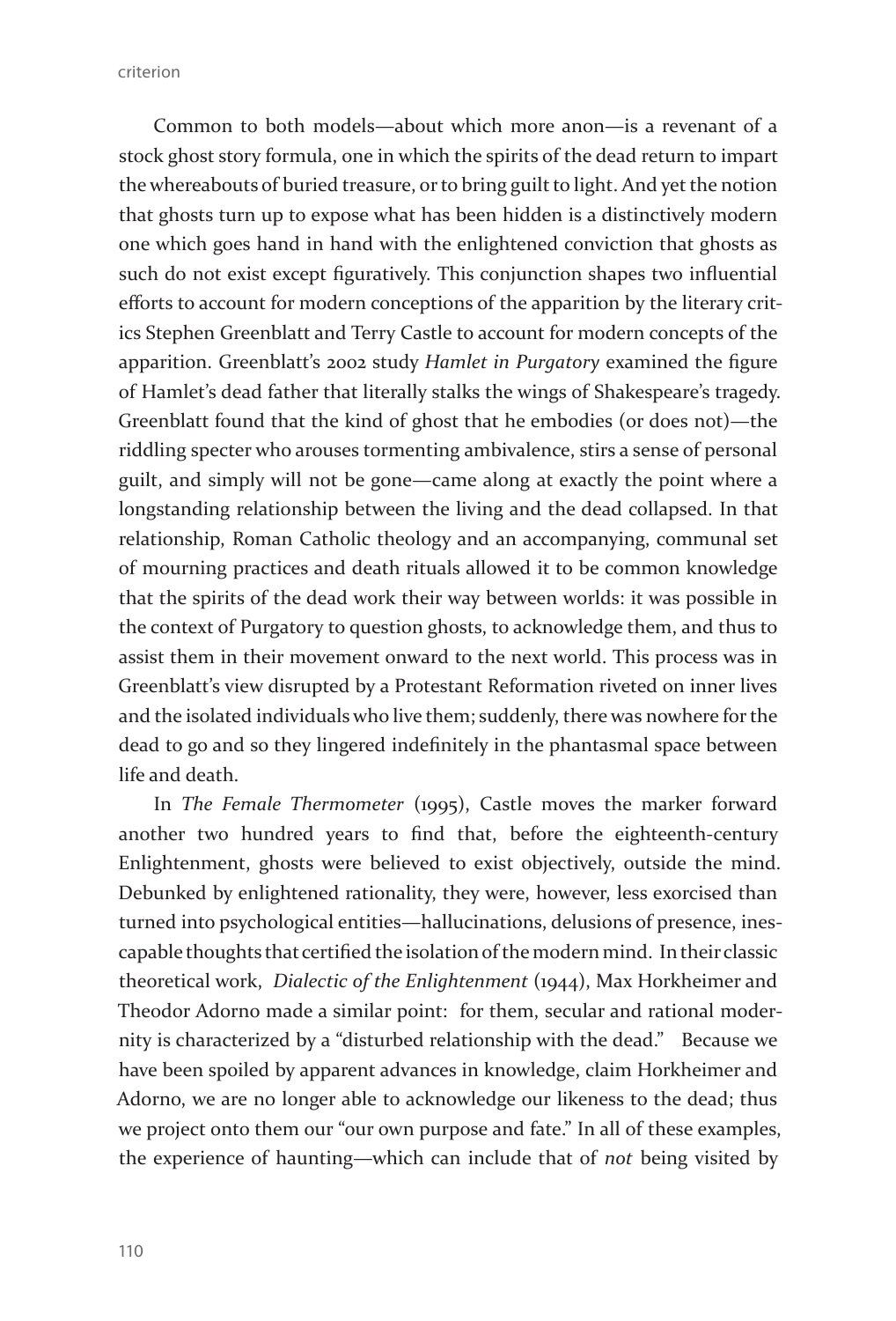Common to both models—about which more anon—is a revenant of a stock ghost story formula, one in which the spirits of the dead return to impart the whereabouts of buried treasure, or to bring guilt to light. And yet the notion that ghosts turn up to expose what has been hidden is a distinctively modern one which goes hand in hand with the enlightened conviction that ghosts as such do not exist except figuratively. This conjunction shapes two influential efforts to account for modern conceptions of the apparition by the literary critics Stephen Greenblatt and Terry Castle to account for modern concepts of the apparition. Greenblatt's 2002 study *Hamlet in Purgatory* examined the figure of Hamlet's dead father that literally stalks the wings of Shakespeare's tragedy. Greenblatt found that the kind of ghost that he embodies (or does not)—the riddling specter who arouses tormenting ambivalence, stirs a sense of personal guilt, and simply will not be gone—came along at exactly the point where a longstanding relationship between the living and the dead collapsed. In that relationship, Roman Catholic theology and an accompanying, communal set of mourning practices and death rituals allowed it to be common knowledge that the spirits of the dead work their way between worlds: it was possible in the context of Purgatory to question ghosts, to acknowledge them, and thus to assist them in their movement onward to the next world. This process was in Greenblatt's view disrupted by a Protestant Reformation riveted on inner lives and the isolated individuals who live them; suddenly, there was nowhere for the dead to go and so they lingered indefinitely in the phantasmal space between life and death.

In *The Female Thermometer* (1995), Castle moves the marker forward another two hundred years to find that, before the eighteenth-century Enlightenment, ghosts were believed to exist objectively, outside the mind. Debunked by enlightened rationality, they were, however, less exorcised than turned into psychological entities—hallucinations, delusions of presence, inescapable thoughts that certified the isolation of the modern mind. In their classic theoretical work, *Dialectic of the Enlightenment* (1944), Max Horkheimer and Theodor Adorno made a similar point: for them, secular and rational modernity is characterized by a "disturbed relationship with the dead." Because we have been spoiled by apparent advances in knowledge, claim Horkheimer and Adorno, we are no longer able to acknowledge our likeness to the dead; thus we project onto them our "our own purpose and fate." In all of these examples, the experience of haunting—which can include that of *not* being visited by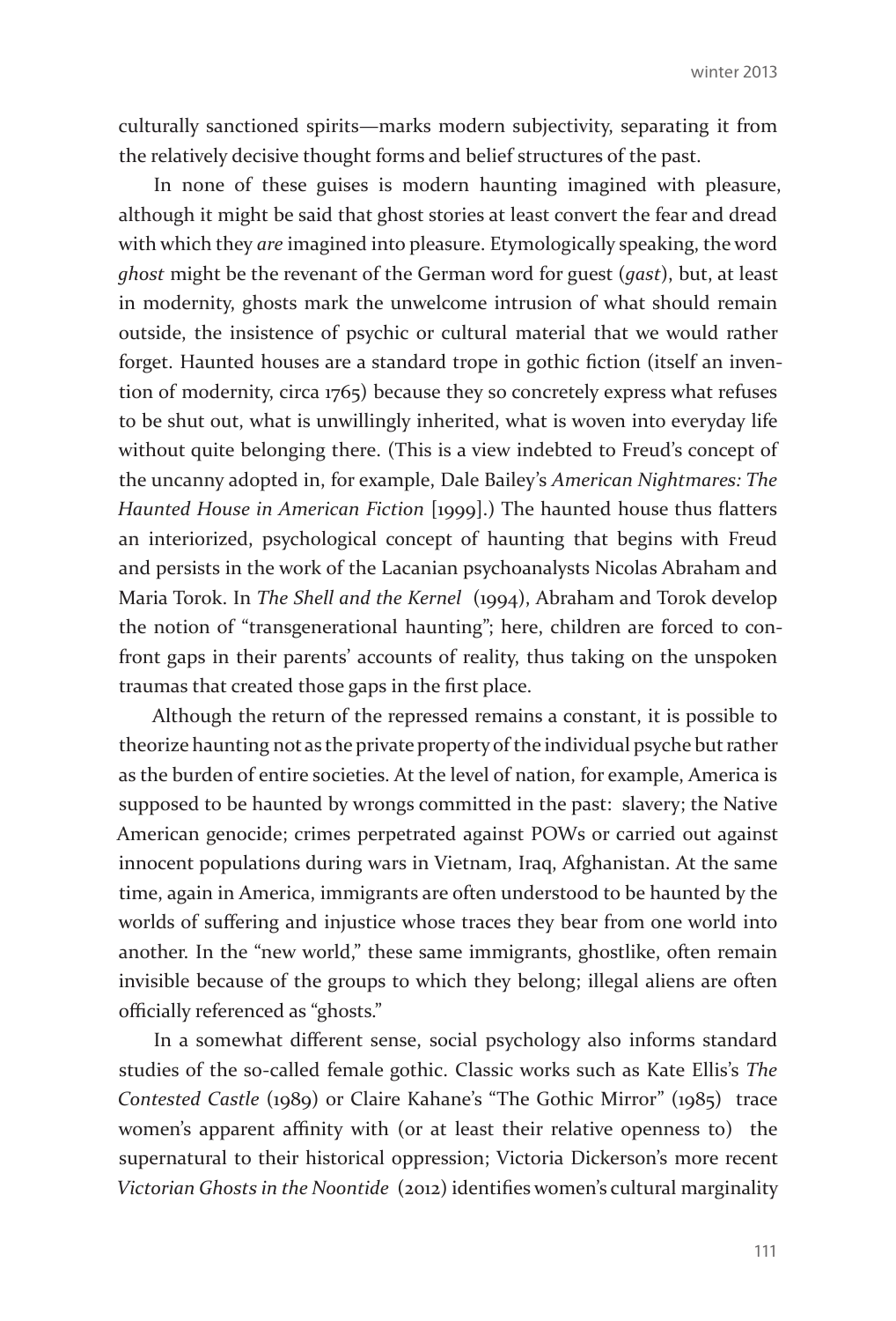culturally sanctioned spirits—marks modern subjectivity, separating it from the relatively decisive thought forms and belief structures of the past.

In none of these guises is modern haunting imagined with pleasure, although it might be said that ghost stories at least convert the fear and dread with which they *are* imagined into pleasure. Etymologically speaking, the word *ghost* might be the revenant of the German word for guest (*gast*), but, at least in modernity, ghosts mark the unwelcome intrusion of what should remain outside, the insistence of psychic or cultural material that we would rather forget. Haunted houses are a standard trope in gothic fiction (itself an invention of modernity, circa 1765) because they so concretely express what refuses to be shut out, what is unwillingly inherited, what is woven into everyday life without quite belonging there. (This is a view indebted to Freud's concept of the uncanny adopted in, for example, Dale Bailey's *American Nightmares: The Haunted House in American Fiction* [1999].) The haunted house thus flatters an interiorized, psychological concept of haunting that begins with Freud and persists in the work of the Lacanian psychoanalysts Nicolas Abraham and Maria Torok. In *The Shell and the Kernel* (1994), Abraham and Torok develop the notion of "transgenerational haunting"; here, children are forced to confront gaps in their parents' accounts of reality, thus taking on the unspoken traumas that created those gaps in the first place.

Although the return of the repressed remains a constant, it is possible to theorize haunting not as the private property of the individual psyche but rather as the burden of entire societies. At the level of nation, for example, America is supposed to be haunted by wrongs committed in the past: slavery; the Native American genocide; crimes perpetrated against POWs or carried out against innocent populations during wars in Vietnam, Iraq, Afghanistan. At the same time, again in America, immigrants are often understood to be haunted by the worlds of suffering and injustice whose traces they bear from one world into another. In the "new world," these same immigrants, ghostlike, often remain invisible because of the groups to which they belong; illegal aliens are often officially referenced as "ghosts."

In a somewhat different sense, social psychology also informs standard studies of the so-called female gothic. Classic works such as Kate Ellis's *The Contested Castle* (1989) or Claire Kahane's "The Gothic Mirror" (1985) trace women's apparent affinity with (or at least their relative openness to) the supernatural to their historical oppression; Victoria Dickerson's more recent *Victorian Ghosts in the Noontide* (2012) identifies women's cultural marginality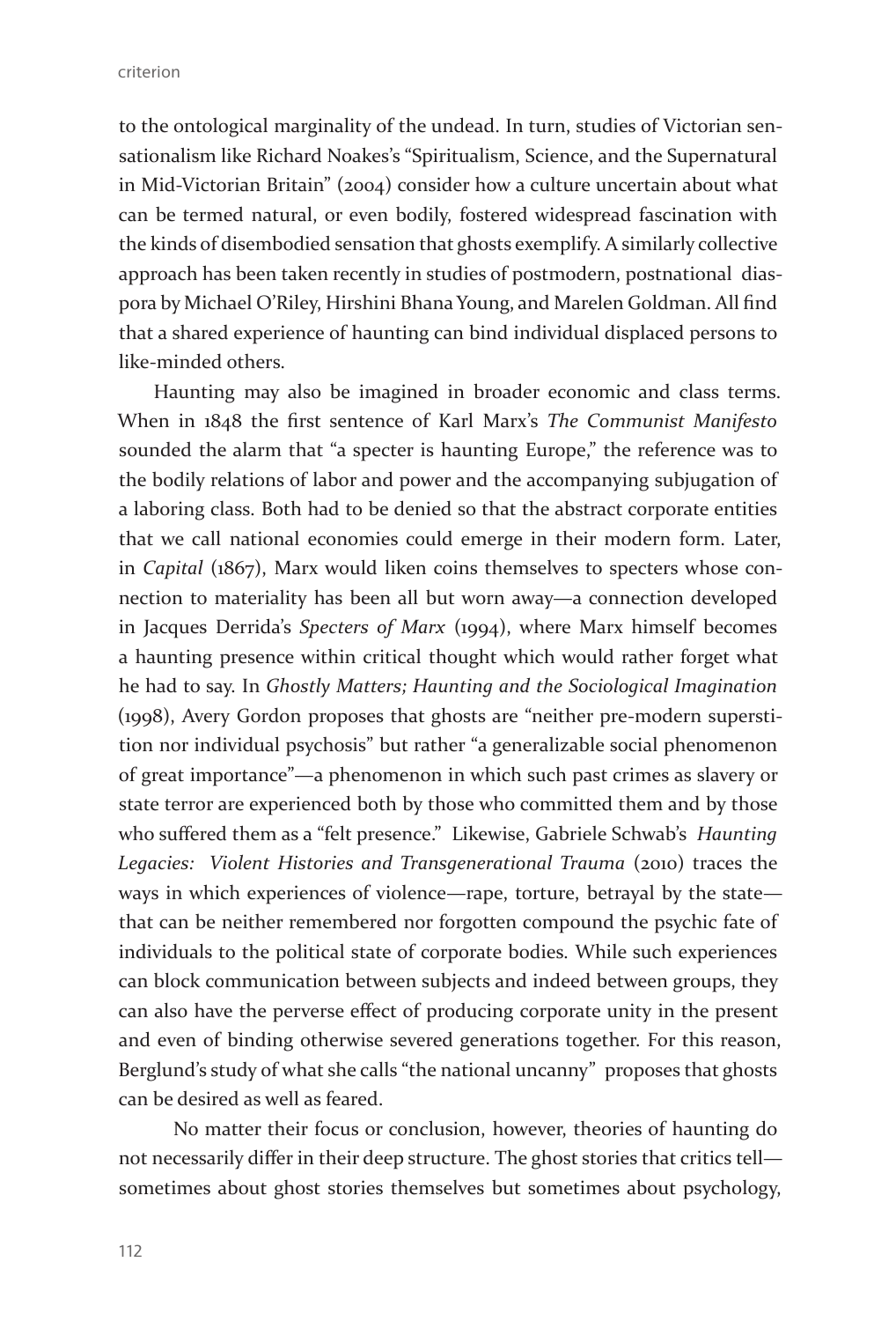to the ontological marginality of the undead. In turn, studies of Victorian sensationalism like Richard Noakes's "Spiritualism, Science, and the Supernatural in Mid-Victorian Britain" (2004) consider how a culture uncertain about what can be termed natural, or even bodily, fostered widespread fascination with the kinds of disembodied sensation that ghosts exemplify. A similarly collective approach has been taken recently in studies of postmodern, postnational diaspora by Michael O'Riley, Hirshini Bhana Young, and Marelen Goldman. All find that a shared experience of haunting can bind individual displaced persons to like-minded others.

Haunting may also be imagined in broader economic and class terms. When in 1848 the first sentence of Karl Marx's *The Communist Manifesto* sounded the alarm that "a specter is haunting Europe," the reference was to the bodily relations of labor and power and the accompanying subjugation of a laboring class. Both had to be denied so that the abstract corporate entities that we call national economies could emerge in their modern form. Later, in *Capital* (1867), Marx would liken coins themselves to specters whose connection to materiality has been all but worn away—a connection developed in Jacques Derrida's *Specters of Marx* (1994), where Marx himself becomes a haunting presence within critical thought which would rather forget what he had to say. In *Ghostly Matters; Haunting and the Sociological Imagination* (1998), Avery Gordon proposes that ghosts are "neither pre-modern superstition nor individual psychosis" but rather "a generalizable social phenomenon of great importance"—a phenomenon in which such past crimes as slavery or state terror are experienced both by those who committed them and by those who suffered them as a "felt presence." Likewise, Gabriele Schwab's *Haunting Legacies: Violent Histories and Transgenerational Trauma* (2010) traces the ways in which experiences of violence—rape, torture, betrayal by the state—that can be neither remembered nor forgotten compound the psychic fate of individuals to the political state of corporate bodies. While such experiences can block communication between subjects and indeed between groups, they can also have the perverse effect of producing corporate unity in the present and even of binding otherwise severed generations together. For this reason, Berglund's study of what she calls "the national uncanny" proposes that ghosts can be desired as well as feared.

No matter their focus or conclusion, however, theories of haunting do not necessarily differ in their deep structure. The ghost stories that critics tell—sometimes about ghost stories themselves but sometimes about psychology,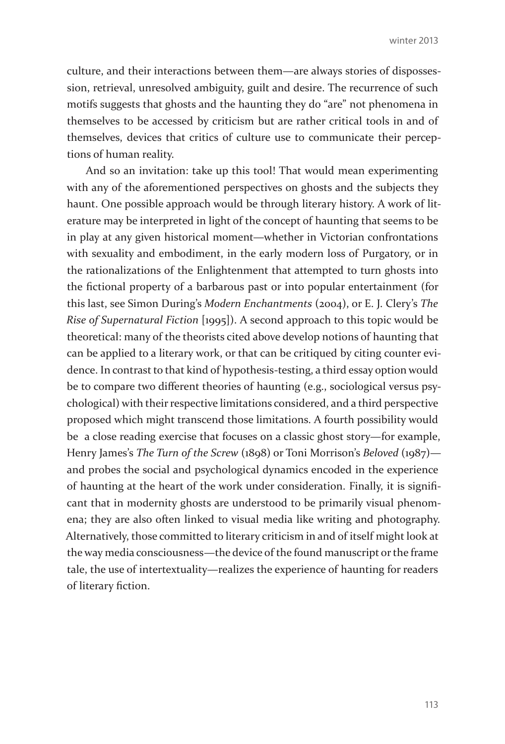culture, and their interactions between them—are always stories of dispossession, retrieval, unresolved ambiguity, guilt and desire. The recurrence of such motifs suggests that ghosts and the haunting they do "are" not phenomena in themselves to be accessed by criticism but are rather critical tools in and of themselves, devices that critics of culture use to communicate their perceptions of human reality.

And so an invitation: take up this tool! That would mean experimenting with any of the aforementioned perspectives on ghosts and the subjects they haunt. One possible approach would be through literary history. A work of literature may be interpreted in light of the concept of haunting that seems to be in play at any given historical moment—whether in Victorian confrontations with sexuality and embodiment, in the early modern loss of Purgatory, or in the rationalizations of the Enlightenment that attempted to turn ghosts into the fictional property of a barbarous past or into popular entertainment (for this last, see Simon During's *Modern Enchantments* (2004), or E. J. Clery's *The Rise of Supernatural Fiction* [1995]). A second approach to this topic would be theoretical: many of the theorists cited above develop notions of haunting that can be applied to a literary work, or that can be critiqued by citing counter evidence. In contrast to that kind of hypothesis-testing, a third essay option would be to compare two different theories of haunting (e.g., sociological versus psychological) with their respective limitations considered, and a third perspective proposed which might transcend those limitations. A fourth possibility would be a close reading exercise that focuses on a classic ghost story—for example, Henry James's *The Turn of the Screw* (1898) or Toni Morrison's *Beloved* (1987)—and probes the social and psychological dynamics encoded in the experience of haunting at the heart of the work under consideration. Finally, it is significant that in modernity ghosts are understood to be primarily visual phenomena; they are also often linked to visual media like writing and photography. Alternatively, those committed to literary criticism in and of itself might look at the way media consciousness—the device of the found manuscript or the frame tale, the use of intertextuality—realizes the experience of haunting for readers of literary fiction.